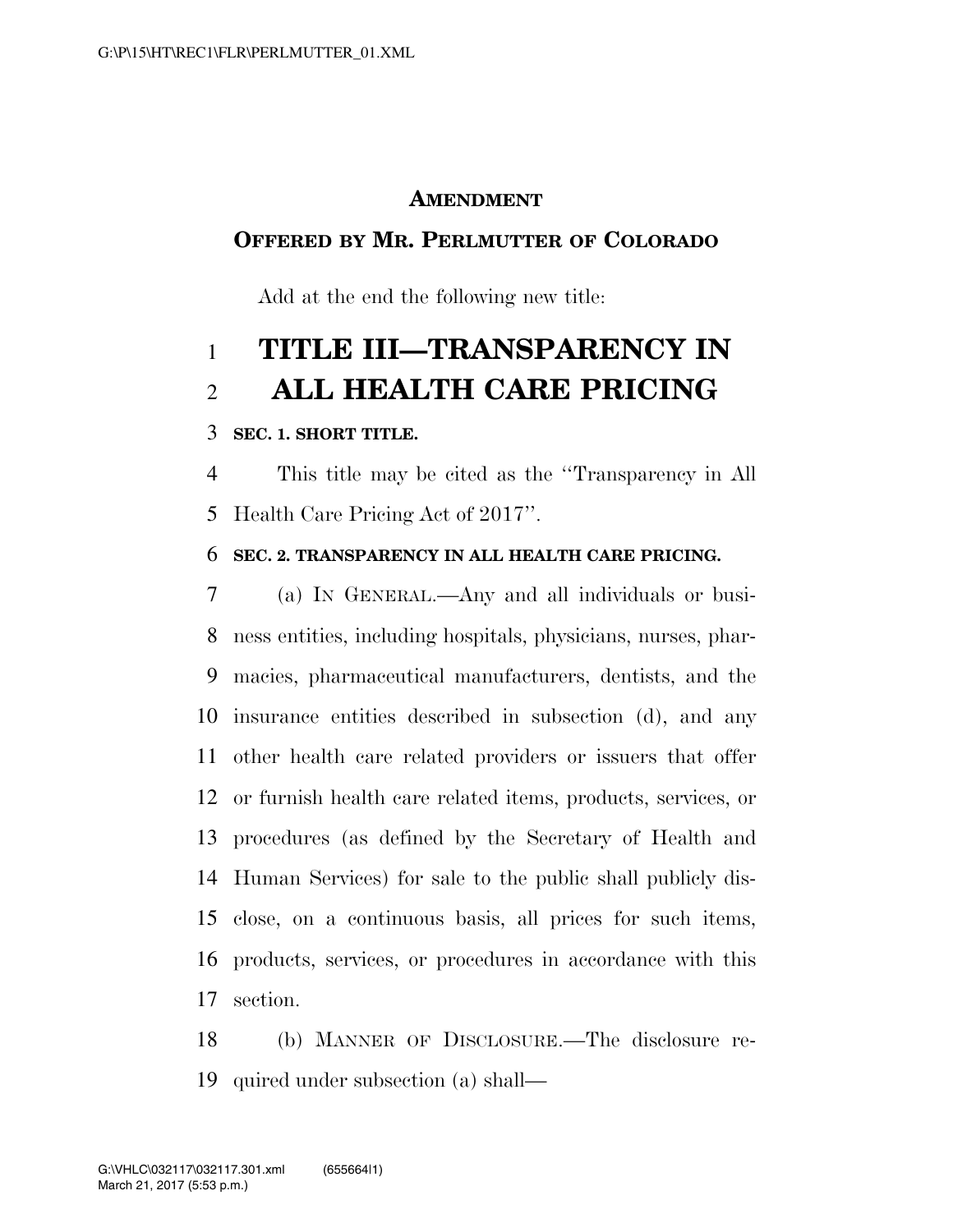**AMENDMENT**

**OFFERED BY MR. PERLMUTTER OF COLORADO**

Add at the end the following new title:

# TITLE III—TRANSPARENCY IN ALL HEALTH CARE PRICING

**SEC. 1. SHORT TITLE.**

This title may be cited as the "Transparency in All Health Care Pricing Act of 2017".

**SEC. 2. TRANSPARENCY IN ALL HEALTH CARE PRICING.**

(a) IN GENERAL.—Any and all individuals or business entities, including hospitals, physicians, nurses, pharmacies, pharmaceutical manufacturers, dentists, and the insurance entities described in subsection (d), and any other health care related providers or issuers that offer or furnish health care related items, products, services, or procedures (as defined by the Secretary of Health and Human Services) for sale to the public shall publicly disclose, on a continuous basis, all prices for such items, products, services, or procedures in accordance with this section.

(b) MANNER OF DISCLOSURE.—The disclosure required under subsection (a) shall—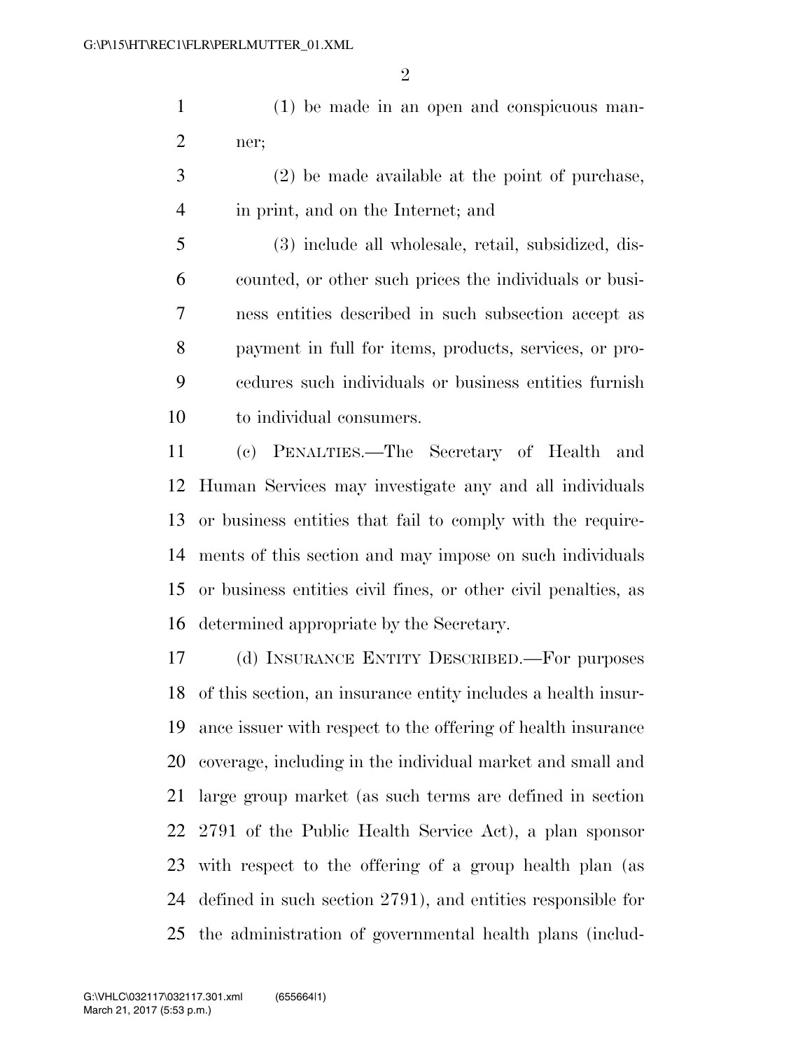(1) be made in an open and conspicuous manner;

(2) be made available at the point of purchase, in print, and on the Internet; and

(3) include all wholesale, retail, subsidized, discounted, or other such prices the individuals or business entities described in such subsection accept as payment in full for items, products, services, or procedures such individuals or business entities furnish to individual consumers.

(c) PENALTIES.—The Secretary of Health and Human Services may investigate any and all individuals or business entities that fail to comply with the requirements of this section and may impose on such individuals or business entities civil fines, or other civil penalties, as determined appropriate by the Secretary.

(d) INSURANCE ENTITY DESCRIBED.—For purposes of this section, an insurance entity includes a health insurance issuer with respect to the offering of health insurance coverage, including in the individual market and small and large group market (as such terms are defined in section 2791 of the Public Health Service Act), a plan sponsor with respect to the offering of a group health plan (as defined in such section 2791), and entities responsible for the administration of governmental health plans (includ-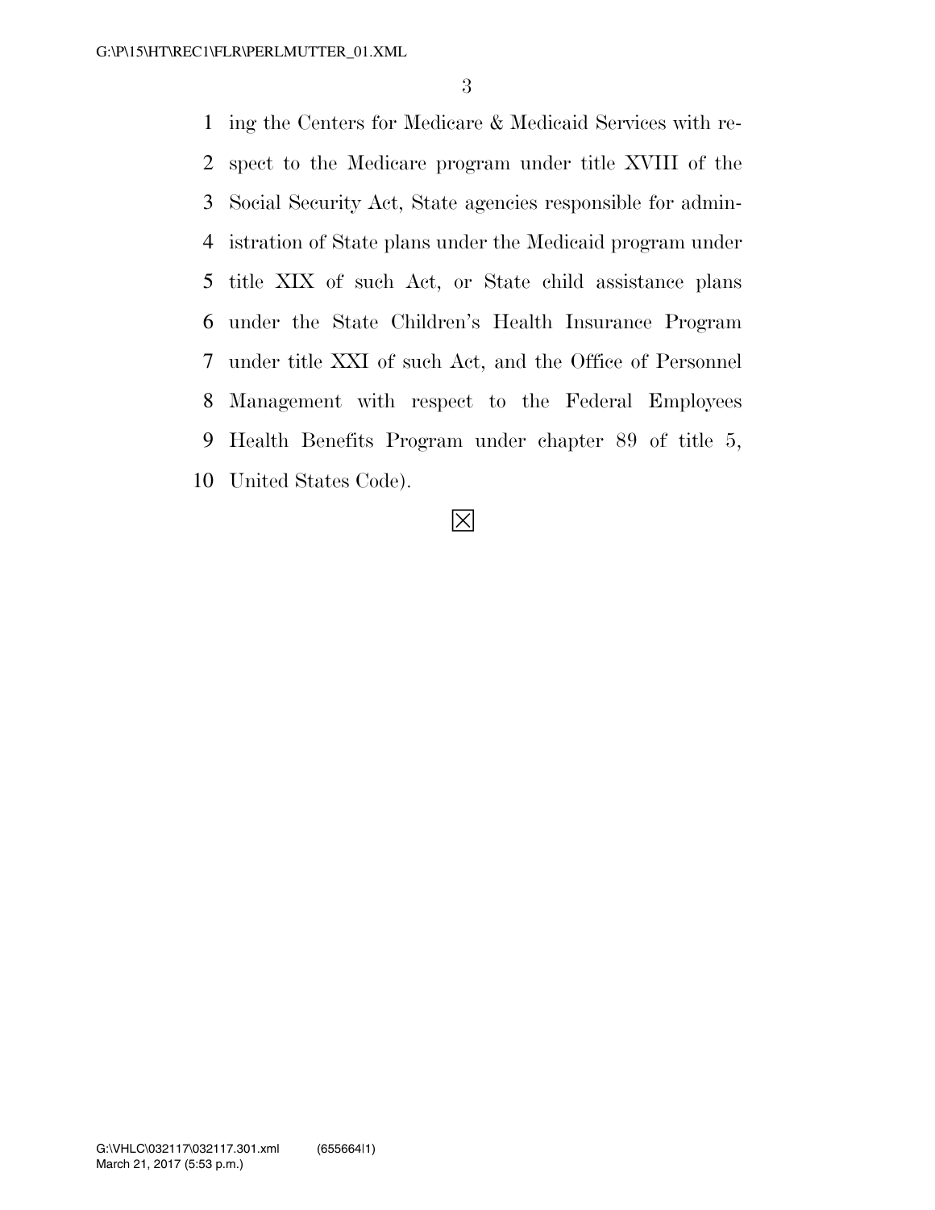ing the Centers for Medicare & Medicaid Services with respect to the Medicare program under title XVIII of the Social Security Act, State agencies responsible for administration of State plans under the Medicaid program under title XIX of such Act, or State child assistance plans under the State Children's Health Insurance Program under title XXI of such Act, and the Office of Personnel Management with respect to the Federal Employees Health Benefits Program under chapter 89 of title 5, United States Code).

☒